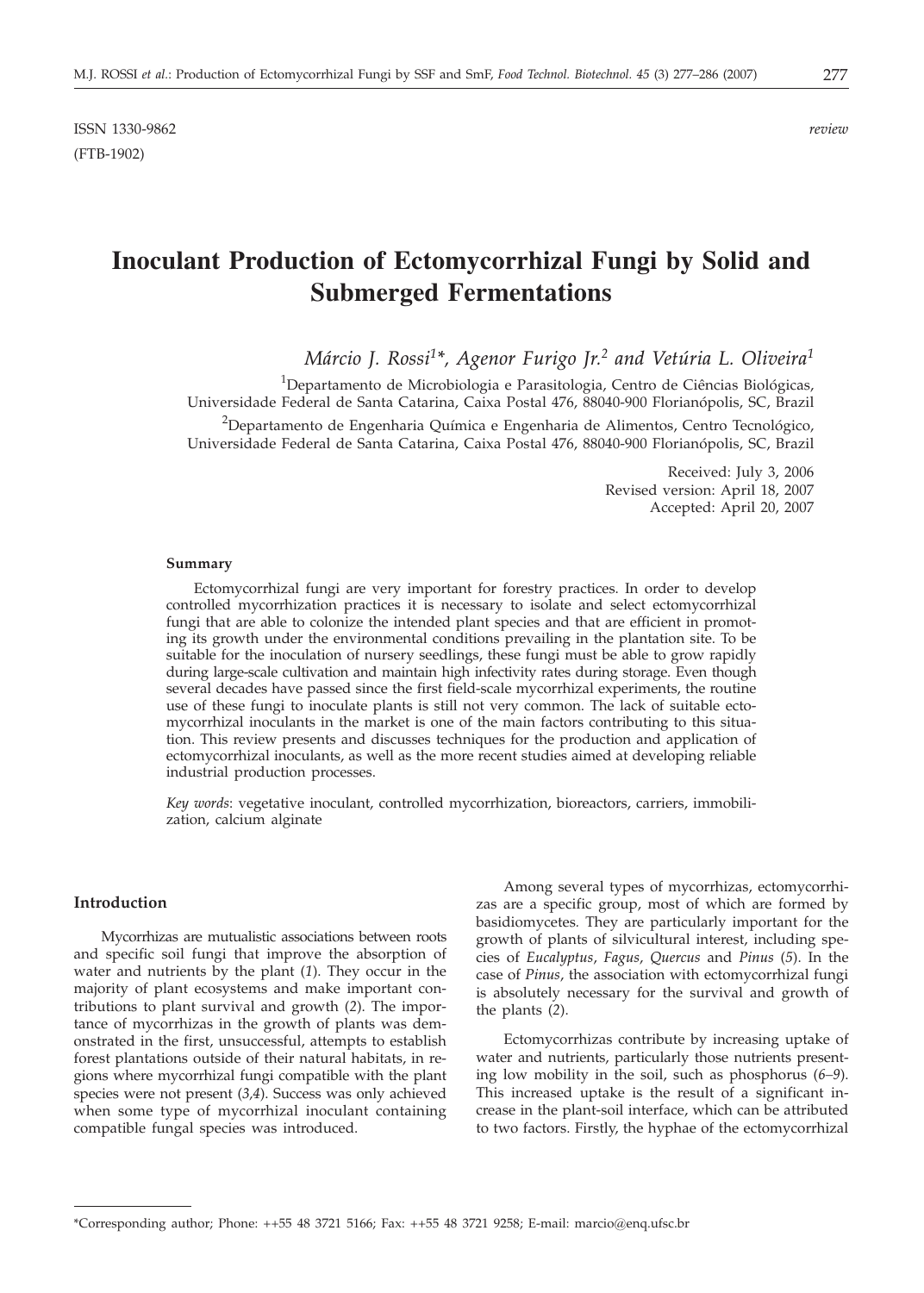ISSN 1330-9862 *review*

(FTB-1902)

# Inoculant Production of Ectomycorrhizal Fungi by Solid and Submerged Fermentations

*Márcio J. Rossi[1]\*, Agenor Furigo Jr.[2] and Vetúria L. Oliveira[1]*

[1]Departamento de Microbiologia e Parasitologia, Centro de Ciências Biológicas, Universidade Federal de Santa Catarina, Caixa Postal 476, 88040-900 Florianópolis, SC, Brazil

[2]Departamento de Engenharia Química e Engenharia de Alimentos, Centro Tecnológico, Universidade Federal de Santa Catarina, Caixa Postal 476, 88040-900 Florianópolis, SC, Brazil

Received: July 3, 2006
Revised version: April 18, 2007
Accepted: April 20, 2007

#### Summary

Ectomycorrhizal fungi are very important for forestry practices. In order to develop controlled mycorrhization practices it is necessary to isolate and select ectomycorrhizal fungi that are able to colonize the intended plant species and that are efficient in promoting its growth under the environmental conditions prevailing in the plantation site. To be suitable for the inoculation of nursery seedlings, these fungi must be able to grow rapidly during large-scale cultivation and maintain high infectivity rates during storage. Even though several decades have passed since the first field-scale mycorrhizal experiments, the routine use of these fungi to inoculate plants is still not very common. The lack of suitable ectomycorrhizal inoculants in the market is one of the main factors contributing to this situation. This review presents and discusses techniques for the production and application of ectomycorrhizal inoculants, as well as the more recent studies aimed at developing reliable industrial production processes.

*Key words*: vegetative inoculant, controlled mycorrhization, bioreactors, carriers, immobilization, calcium alginate

## Introduction

Mycorrhizas are mutualistic associations between roots and specific soil fungi that improve the absorption of water and nutrients by the plant (*1*). They occur in the majority of plant ecosystems and make important contributions to plant survival and growth (*2*). The importance of mycorrhizas in the growth of plants was demonstrated in the first, unsuccessful, attempts to establish forest plantations outside of their natural habitats, in regions where mycorrhizal fungi compatible with the plant species were not present (*3,4*). Success was only achieved when some type of mycorrhizal inoculant containing compatible fungal species was introduced.

Among several types of mycorrhizas, ectomycorrhizas are a specific group, most of which are formed by basidiomycetes. They are particularly important for the growth of plants of silvicultural interest, including species of *Eucalyptus*, *Fagus*, *Quercus* and *Pinus* (*5*). In the case of *Pinus*, the association with ectomycorrhizal fungi is absolutely necessary for the survival and growth of the plants (*2*).

Ectomycorrhizas contribute by increasing uptake of water and nutrients, particularly those nutrients presenting low mobility in the soil, such as phosphorus (*6–9*). This increased uptake is the result of a significant increase in the plant-soil interface, which can be attributed to two factors. Firstly, the hyphae of the ectomycorrhizal

\*Corresponding author; Phone: ++55 48 3721 5166; Fax: ++55 48 3721 9258; E-mail: marcio@enq.ufsc.br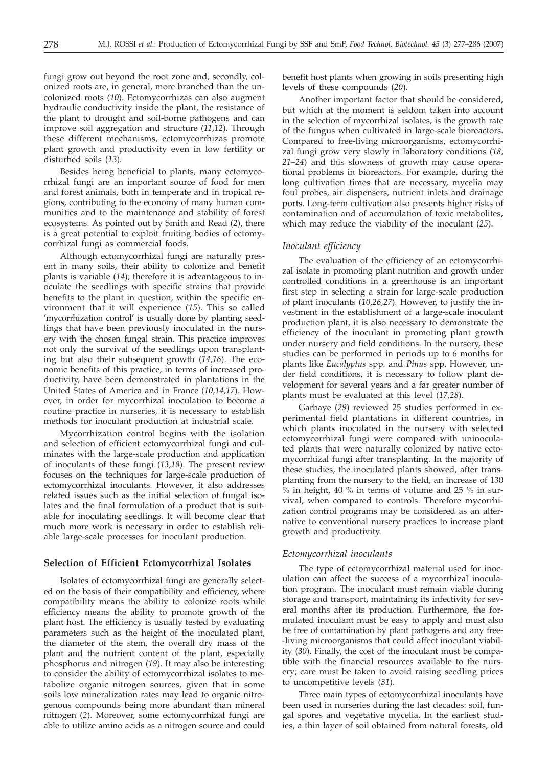fungi grow out beyond the root zone and, secondly, colonized roots are, in general, more branched than the uncolonized roots (*10*). Ectomycorrhizas can also augment hydraulic conductivity inside the plant, the resistance of the plant to drought and soil-borne pathogens and can improve soil aggregation and structure (*11,12*). Through these different mechanisms, ectomycorrhizas promote plant growth and productivity even in low fertility or disturbed soils (*13*).

Besides being beneficial to plants, many ectomycorrhizal fungi are an important source of food for men and forest animals, both in temperate and in tropical regions, contributing to the economy of many human communities and to the maintenance and stability of forest ecosystems. As pointed out by Smith and Read (*2*), there is a great potential to exploit fruiting bodies of ectomycorrhizal fungi as commercial foods.

Although ectomycorrhizal fungi are naturally present in many soils, their ability to colonize and benefit plants is variable (*14*); therefore it is advantageous to inoculate the seedlings with specific strains that provide benefits to the plant in question, within the specific environment that it will experience (*15*). This so called 'mycorrhization control' is usually done by planting seedlings that have been previously inoculated in the nursery with the chosen fungal strain. This practice improves not only the survival of the seedlings upon transplanting but also their subsequent growth (*14,16*). The economic benefits of this practice, in terms of increased productivity, have been demonstrated in plantations in the United States of America and in France (*10,14,17*). However, in order for mycorrhizal inoculation to become a routine practice in nurseries, it is necessary to establish methods for inoculant production at industrial scale.

Mycorrhization control begins with the isolation and selection of efficient ectomycorrhizal fungi and culminates with the large-scale production and application of inoculants of these fungi (*13,18*). The present review focuses on the techniques for large-scale production of ectomycorrhizal inoculants. However, it also addresses related issues such as the initial selection of fungal isolates and the final formulation of a product that is suitable for inoculating seedlings. It will become clear that much more work is necessary in order to establish reliable large-scale processes for inoculant production.

## Selection of Efficient Ectomycorrhizal Isolates

Isolates of ectomycorrhizal fungi are generally selected on the basis of their compatibility and efficiency, where compatibility means the ability to colonize roots while efficiency means the ability to promote growth of the plant host. The efficiency is usually tested by evaluating parameters such as the height of the inoculated plant, the diameter of the stem, the overall dry mass of the plant and the nutrient content of the plant, especially phosphorus and nitrogen (*19*). It may also be interesting to consider the ability of ectomycorrhizal isolates to metabolize organic nitrogen sources, given that in some soils low mineralization rates may lead to organic nitrogenous compounds being more abundant than mineral nitrogen (*2*). Moreover, some ectomycorrhizal fungi are able to utilize amino acids as a nitrogen source and could benefit host plants when growing in soils presenting high levels of these compounds (*20*).

Another important factor that should be considered, but which at the moment is seldom taken into account in the selection of mycorrhizal isolates, is the growth rate of the fungus when cultivated in large-scale bioreactors. Compared to free-living microorganisms, ectomycorrhizal fungi grow very slowly in laboratory conditions (*18, 21–24*) and this slowness of growth may cause operational problems in bioreactors. For example, during the long cultivation times that are necessary, mycelia may foul probes, air dispensers, nutrient inlets and drainage ports. Long-term cultivation also presents higher risks of contamination and of accumulation of toxic metabolites, which may reduce the viability of the inoculant (*25*).

### *Inoculant efficiency*

The evaluation of the efficiency of an ectomycorrhizal isolate in promoting plant nutrition and growth under controlled conditions in a greenhouse is an important first step in selecting a strain for large-scale production of plant inoculants (*10,26,27*). However, to justify the investment in the establishment of a large-scale inoculant production plant, it is also necessary to demonstrate the efficiency of the inoculant in promoting plant growth under nursery and field conditions. In the nursery, these studies can be performed in periods up to 6 months for plants like *Eucalyptus* spp. and *Pinus* spp. However, under field conditions, it is necessary to follow plant development for several years and a far greater number of plants must be evaluated at this level (*17,28*).

Garbaye (*29*) reviewed 25 studies performed in experimental field plantations in different countries, in which plants inoculated in the nursery with selected ectomycorrhizal fungi were compared with uninoculated plants that were naturally colonized by native ectomycorrhizal fungi after transplanting. In the majority of these studies, the inoculated plants showed, after transplanting from the nursery to the field, an increase of 130 % in height, 40 % in terms of volume and 25 % in survival, when compared to controls. Therefore mycorrhization control programs may be considered as an alternative to conventional nursery practices to increase plant growth and productivity.

### *Ectomycorrhizal inoculants*

The type of ectomycorrhizal material used for inoculation can affect the success of a mycorrhizal inoculation program. The inoculant must remain viable during storage and transport, maintaining its infectivity for several months after its production. Furthermore, the formulated inoculant must be easy to apply and must also be free of contamination by plant pathogens and any free-living microorganisms that could affect inoculant viability (*30*). Finally, the cost of the inoculant must be compatible with the financial resources available to the nursery; care must be taken to avoid raising seedling prices to uncompetitive levels (*31*).

Three main types of ectomycorrhizal inoculants have been used in nurseries during the last decades: soil, fungal spores and vegetative mycelia. In the earliest studies, a thin layer of soil obtained from natural forests, old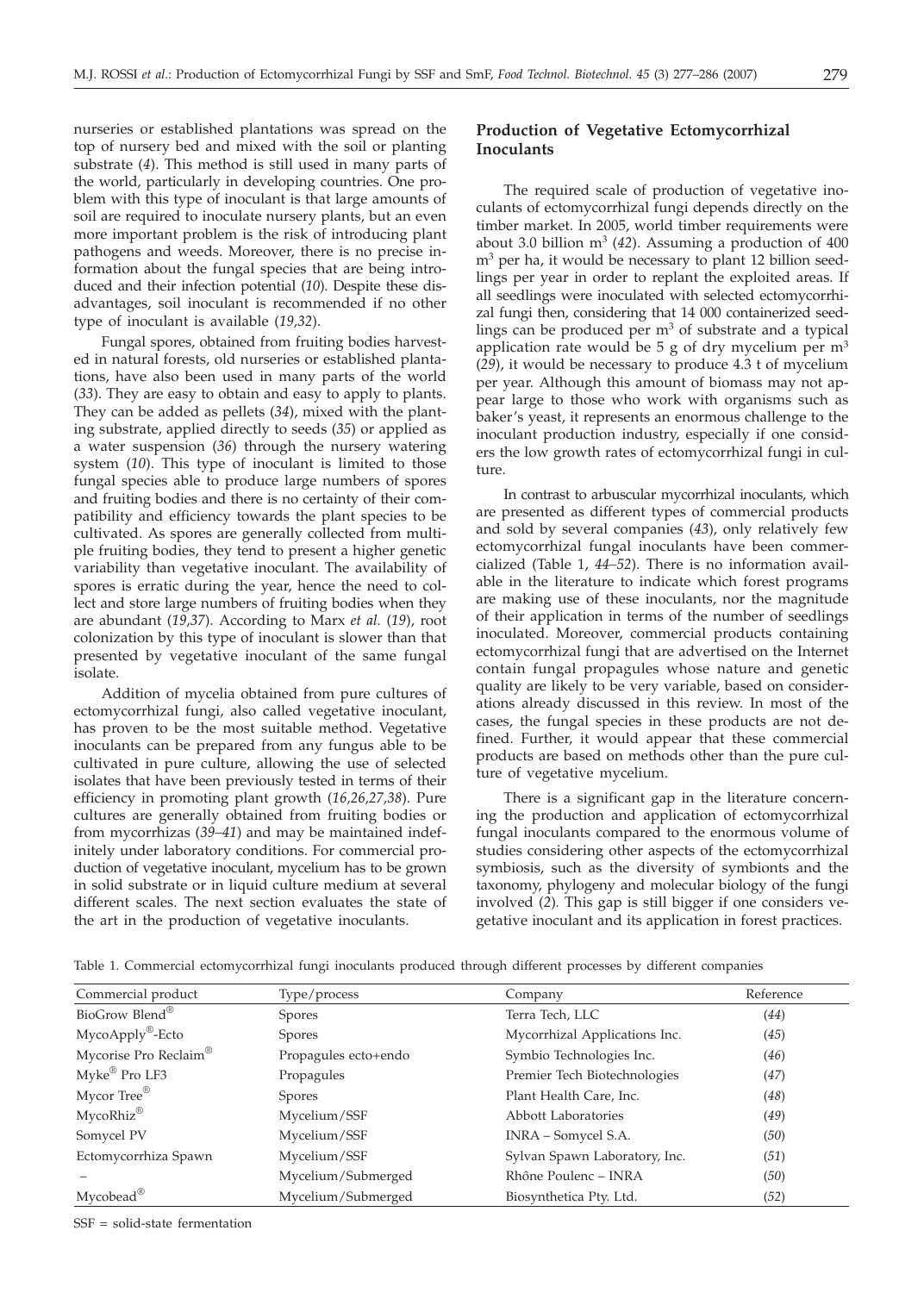nurseries or established plantations was spread on the top of nursery bed and mixed with the soil or planting substrate (*4*). This method is still used in many parts of the world, particularly in developing countries. One problem with this type of inoculant is that large amounts of soil are required to inoculate nursery plants, but an even more important problem is the risk of introducing plant pathogens and weeds. Moreover, there is no precise information about the fungal species that are being introduced and their infection potential (*10*). Despite these disadvantages, soil inoculant is recommended if no other type of inoculant is available (*19,32*).

Fungal spores, obtained from fruiting bodies harvested in natural forests, old nurseries or established plantations, have also been used in many parts of the world (*33*). They are easy to obtain and easy to apply to plants. They can be added as pellets (*34*), mixed with the planting substrate, applied directly to seeds (*35*) or applied as a water suspension (*36*) through the nursery watering system (*10*). This type of inoculant is limited to those fungal species able to produce large numbers of spores and fruiting bodies and there is no certainty of their compatibility and efficiency towards the plant species to be cultivated. As spores are generally collected from multiple fruiting bodies, they tend to present a higher genetic variability than vegetative inoculant. The availability of spores is erratic during the year, hence the need to collect and store large numbers of fruiting bodies when they are abundant (*19,37*). According to Marx *et al.* (*19*), root colonization by this type of inoculant is slower than that presented by vegetative inoculant of the same fungal isolate.

Addition of mycelia obtained from pure cultures of ectomycorrhizal fungi, also called vegetative inoculant, has proven to be the most suitable method. Vegetative inoculants can be prepared from any fungus able to be cultivated in pure culture, allowing the use of selected isolates that have been previously tested in terms of their efficiency in promoting plant growth (*16,26,27,38*). Pure cultures are generally obtained from fruiting bodies or from mycorrhizas (*39–41*) and may be maintained indefinitely under laboratory conditions. For commercial production of vegetative inoculant, mycelium has to be grown in solid substrate or in liquid culture medium at several different scales. The next section evaluates the state of the art in the production of vegetative inoculants.

## Production of Vegetative Ectomycorrhizal Inoculants

The required scale of production of vegetative inoculants of ectomycorrhizal fungi depends directly on the timber market. In 2005, world timber requirements were about 3.0 billion $m^3$ (*42*). Assuming a production of 400 $m^3$ per ha, it would be necessary to plant 12 billion seedlings per year in order to replant the exploited areas. If all seedlings were inoculated with selected ectomycorrhizal fungi then, considering that 14 000 containerized seedlings can be produced per $m^3$ of substrate and a typical application rate would be 5 g of dry mycelium per $m^3$ (*29*), it would be necessary to produce 4.3 t of mycelium per year. Although this amount of biomass may not appear large to those who work with organisms such as baker's yeast, it represents an enormous challenge to the inoculant production industry, especially if one considers the low growth rates of ectomycorrhizal fungi in culture.

In contrast to arbuscular mycorrhizal inoculants, which are presented as different types of commercial products and sold by several companies (*43*), only relatively few ectomycorrhizal fungal inoculants have been commercialized (Table 1, *44–52*). There is no information available in the literature to indicate which forest programs are making use of these inoculants, nor the magnitude of their application in terms of the number of seedlings inoculated. Moreover, commercial products containing ectomycorrhizal fungi that are advertised on the Internet contain fungal propagules whose nature and genetic quality are likely to be very variable, based on considerations already discussed in this review. In most of the cases, the fungal species in these products are not defined. Further, it would appear that these commercial products are based on methods other than the pure culture of vegetative mycelium.

There is a significant gap in the literature concerning the production and application of ectomycorrhizal fungal inoculants compared to the enormous volume of studies considering other aspects of the ectomycorrhizal symbiosis, such as the diversity of symbionts and the taxonomy, phylogeny and molecular biology of the fungi involved (*2*). This gap is still bigger if one considers vegetative inoculant and its application in forest practices.

Table 1. Commercial ectomycorrhizal fungi inoculants produced through different processes by different companies

| Commercial product | Type/process | Company | Reference |
|---|---|---|---|
| BioGrow Blend® | Spores | Terra Tech, LLC | (*44*) |
| MycoApply®-Ecto | Spores | Mycorrhizal Applications Inc. | (*45*) |
| Mycorise Pro Reclaim® | Propagules ecto+endo | Symbio Technologies Inc. | (*46*) |
| Myke® Pro LF3 | Propagules | Premier Tech Biotechnologies | (*47*) |
| Mycor Tree® | Spores | Plant Health Care, Inc. | (*48*) |
| MycoRhiz® | Mycelium/SSF | Abbott Laboratories | (*49*) |
| Somycel PV | Mycelium/SSF | INRA – Somycel S.A. | (*50*) |
| Ectomycorrhiza Spawn | Mycelium/SSF | Sylvan Spawn Laboratory, Inc. | (*51*) |
| – | Mycelium/Submerged | Rhône Poulenc – INRA | (*50*) |
| Mycobead® | Mycelium/Submerged | Biosynthetica Pty. Ltd. | (*52*) |

SSF = solid-state fermentation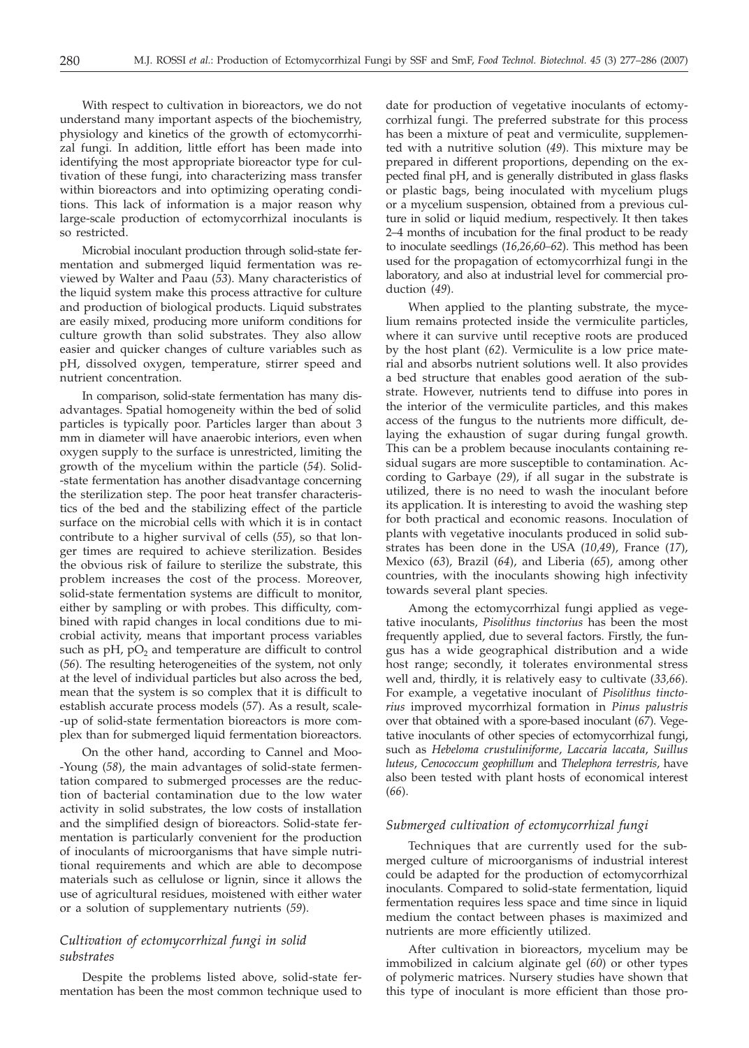With respect to cultivation in bioreactors, we do not understand many important aspects of the biochemistry, physiology and kinetics of the growth of ectomycorrhizal fungi. In addition, little effort has been made into identifying the most appropriate bioreactor type for cultivation of these fungi, into characterizing mass transfer within bioreactors and into optimizing operating conditions. This lack of information is a major reason why large-scale production of ectomycorrhizal inoculants is so restricted.

Microbial inoculant production through solid-state fermentation and submerged liquid fermentation was reviewed by Walter and Paau (*53*). Many characteristics of the liquid system make this process attractive for culture and production of biological products. Liquid substrates are easily mixed, producing more uniform conditions for culture growth than solid substrates. They also allow easier and quicker changes of culture variables such as pH, dissolved oxygen, temperature, stirrer speed and nutrient concentration.

In comparison, solid-state fermentation has many disadvantages. Spatial homogeneity within the bed of solid particles is typically poor. Particles larger than about 3 mm in diameter will have anaerobic interiors, even when oxygen supply to the surface is unrestricted, limiting the growth of the mycelium within the particle (*54*). Solid-state fermentation has another disadvantage concerning the sterilization step. The poor heat transfer characteristics of the bed and the stabilizing effect of the particle surface on the microbial cells with which it is in contact contribute to a higher survival of cells (*55*), so that longer times are required to achieve sterilization. Besides the obvious risk of failure to sterilize the substrate, this problem increases the cost of the process. Moreover, solid-state fermentation systems are difficult to monitor, either by sampling or with probes. This difficulty, combined with rapid changes in local conditions due to microbial activity, means that important process variables such as pH, $pO_2$ and temperature are difficult to control (*56*). The resulting heterogeneities of the system, not only at the level of individual particles but also across the bed, mean that the system is so complex that it is difficult to establish accurate process models (*57*). As a result, scale-up of solid-state fermentation bioreactors is more complex than for submerged liquid fermentation bioreactors.

On the other hand, according to Cannel and Moo-Young (*58*), the main advantages of solid-state fermentation compared to submerged processes are the reduction of bacterial contamination due to the low water activity in solid substrates, the low costs of installation and the simplified design of bioreactors. Solid-state fermentation is particularly convenient for the production of inoculants of microorganisms that have simple nutritional requirements and which are able to decompose materials such as cellulose or lignin, since it allows the use of agricultural residues, moistened with either water or a solution of supplementary nutrients (*59*).

## *Cultivation of ectomycorrhizal fungi in solid substrates*

Despite the problems listed above, solid-state fermentation has been the most common technique used to date for production of vegetative inoculants of ectomycorrhizal fungi. The preferred substrate for this process has been a mixture of peat and vermiculite, supplemented with a nutritive solution (*49*). This mixture may be prepared in different proportions, depending on the expected final pH, and is generally distributed in glass flasks or plastic bags, being inoculated with mycelium plugs or a mycelium suspension, obtained from a previous culture in solid or liquid medium, respectively. It then takes 2–4 months of incubation for the final product to be ready to inoculate seedlings (*16,26,60–62*). This method has been used for the propagation of ectomycorrhizal fungi in the laboratory, and also at industrial level for commercial production (*49*).

When applied to the planting substrate, the mycelium remains protected inside the vermiculite particles, where it can survive until receptive roots are produced by the host plant (*62*). Vermiculite is a low price material and absorbs nutrient solutions well. It also provides a bed structure that enables good aeration of the substrate. However, nutrients tend to diffuse into pores in the interior of the vermiculite particles, and this makes access of the fungus to the nutrients more difficult, delaying the exhaustion of sugar during fungal growth. This can be a problem because inoculants containing residual sugars are more susceptible to contamination. According to Garbaye (*29*), if all sugar in the substrate is utilized, there is no need to wash the inoculant before its application. It is interesting to avoid the washing step for both practical and economic reasons. Inoculation of plants with vegetative inoculants produced in solid substrates has been done in the USA (*10,49*), France (*17*), Mexico (*63*), Brazil (*64*), and Liberia (*65*), among other countries, with the inoculants showing high infectivity towards several plant species.

Among the ectomycorrhizal fungi applied as vegetative inoculants, *Pisolithus tinctorius* has been the most frequently applied, due to several factors. Firstly, the fungus has a wide geographical distribution and a wide host range; secondly, it tolerates environmental stress well and, thirdly, it is relatively easy to cultivate (*33,66*). For example, a vegetative inoculant of *Pisolithus tinctorius* improved mycorrhizal formation in *Pinus palustris* over that obtained with a spore-based inoculant (*67*). Vegetative inoculants of other species of ectomycorrhizal fungi, such as *Hebeloma crustuliniforme*, *Laccaria laccata*, *Suillus luteus*, *Cenococcum geophillum* and *Thelephora terrestris*, have also been tested with plant hosts of economical interest (*66*).

## *Submerged cultivation of ectomycorrhizal fungi*

Techniques that are currently used for the submerged culture of microorganisms of industrial interest could be adapted for the production of ectomycorrhizal inoculants. Compared to solid-state fermentation, liquid fermentation requires less space and time since in liquid medium the contact between phases is maximized and nutrients are more efficiently utilized.

After cultivation in bioreactors, mycelium may be immobilized in calcium alginate gel (*60*) or other types of polymeric matrices. Nursery studies have shown that this type of inoculant is more efficient than those pro-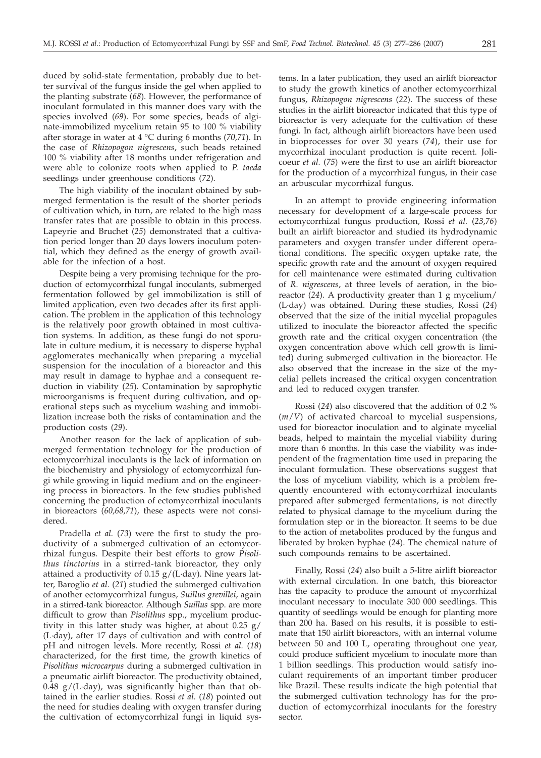duced by solid-state fermentation, probably due to better survival of the fungus inside the gel when applied to the planting substrate (*68*). However, the performance of inoculant formulated in this manner does vary with the species involved (*69*). For some species, beads of alginate-immobilized mycelium retain 95 to 100 % viability after storage in water at 4 °C during 6 months (*70,71*). In the case of *Rhizopogon nigrescens*, such beads retained 100 % viability after 18 months under refrigeration and were able to colonize roots when applied to *P. taeda* seedlings under greenhouse conditions (*72*).

The high viability of the inoculant obtained by submerged fermentation is the result of the shorter periods of cultivation which, in turn, are related to the high mass transfer rates that are possible to obtain in this process. Lapeyrie and Bruchet (*25*) demonstrated that a cultivation period longer than 20 days lowers inoculum potential, which they defined as the energy of growth available for the infection of a host.

Despite being a very promising technique for the production of ectomycorrhizal fungal inoculants, submerged fermentation followed by gel immobilization is still of limited application, even two decades after its first application. The problem in the application of this technology is the relatively poor growth obtained in most cultivation systems. In addition, as these fungi do not sporulate in culture medium, it is necessary to disperse hyphal agglomerates mechanically when preparing a mycelial suspension for the inoculation of a bioreactor and this may result in damage to hyphae and a consequent reduction in viability (*25*). Contamination by saprophytic microorganisms is frequent during cultivation, and operational steps such as mycelium washing and immobilization increase both the risks of contamination and the production costs (*29*).

Another reason for the lack of application of submerged fermentation technology for the production of ectomycorrhizal inoculants is the lack of information on the biochemistry and physiology of ectomycorrhizal fungi while growing in liquid medium and on the engineering process in bioreactors. In the few studies published concerning the production of ectomycorrhizal inoculants in bioreactors (*60,68,71*), these aspects were not considered.

Pradella *et al.* (*73*) were the first to study the productivity of a submerged cultivation of an ectomycorrhizal fungus. Despite their best efforts to grow *Pisolithus tinctorius* in a stirred-tank bioreactor, they only attained a productivity of 0.15 g/(L·day). Nine years later, Baroglio *et al.* (*21*) studied the submerged cultivation of another ectomycorrhizal fungus, *Suillus grevillei*, again in a stirred-tank bioreactor. Although *Suillus* spp. are more difficult to grow than *Pisolithus* spp., mycelium productivity in this latter study was higher, at about 0.25 g/(L·day), after 17 days of cultivation and with control of pH and nitrogen levels. More recently, Rossi *et al.* (*18*) characterized, for the first time, the growth kinetics of *Pisolithus microcarpus* during a submerged cultivation in a pneumatic airlift bioreactor. The productivity obtained, 0.48 g/(L·day), was significantly higher than that obtained in the earlier studies. Rossi *et al.* (*18*) pointed out the need for studies dealing with oxygen transfer during the cultivation of ectomycorrhizal fungi in liquid systems. In a later publication, they used an airlift bioreactor to study the growth kinetics of another ectomycorrhizal fungus, *Rhizopogon nigrescens* (*22*). The success of these studies in the airlift bioreactor indicated that this type of bioreactor is very adequate for the cultivation of these fungi. In fact, although airlift bioreactors have been used in bioprocesses for over 30 years (*74*), their use for mycorrhizal inoculant production is quite recent. Jolicoeur *et al.* (*75*) were the first to use an airlift bioreactor for the production of a mycorrhizal fungus, in their case an arbuscular mycorrhizal fungus.

In an attempt to provide engineering information necessary for development of a large-scale process for ectomycorrhizal fungus production, Rossi *et al.* (*23,76*) built an airlift bioreactor and studied its hydrodynamic parameters and oxygen transfer under different operational conditions. The specific oxygen uptake rate, the specific growth rate and the amount of oxygen required for cell maintenance were estimated during cultivation of *R. nigrescens*, at three levels of aeration, in the bioreactor (*24*). A productivity greater than 1 g mycelium/(L·day) was obtained. During these studies, Rossi (*24*) observed that the size of the initial mycelial propagules utilized to inoculate the bioreactor affected the specific growth rate and the critical oxygen concentration (the oxygen concentration above which cell growth is limited) during submerged cultivation in the bioreactor. He also observed that the increase in the size of the mycelial pellets increased the critical oxygen concentration and led to reduced oxygen transfer.

Rossi (*24*) also discovered that the addition of 0.2 % (*m*/*V*) of activated charcoal to mycelial suspensions, used for bioreactor inoculation and to alginate mycelial beads, helped to maintain the mycelial viability during more than 6 months. In this case the viability was independent of the fragmentation time used in preparing the inoculant formulation. These observations suggest that the loss of mycelium viability, which is a problem frequently encountered with ectomycorrhizal inoculants prepared after submerged fermentations, is not directly related to physical damage to the mycelium during the formulation step or in the bioreactor. It seems to be due to the action of metabolites produced by the fungus and liberated by broken hyphae (*24*). The chemical nature of such compounds remains to be ascertained.

Finally, Rossi (*24*) also built a 5-litre airlift bioreactor with external circulation. In one batch, this bioreactor has the capacity to produce the amount of mycorrhizal inoculant necessary to inoculate 300 000 seedlings. This quantity of seedlings would be enough for planting more than 200 ha. Based on his results, it is possible to estimate that 150 airlift bioreactors, with an internal volume between 50 and 100 L, operating throughout one year, could produce sufficient mycelium to inoculate more than 1 billion seedlings. This production would satisfy inoculant requirements of an important timber producer like Brazil. These results indicate the high potential that the submerged cultivation technology has for the production of ectomycorrhizal inoculants for the forestry sector.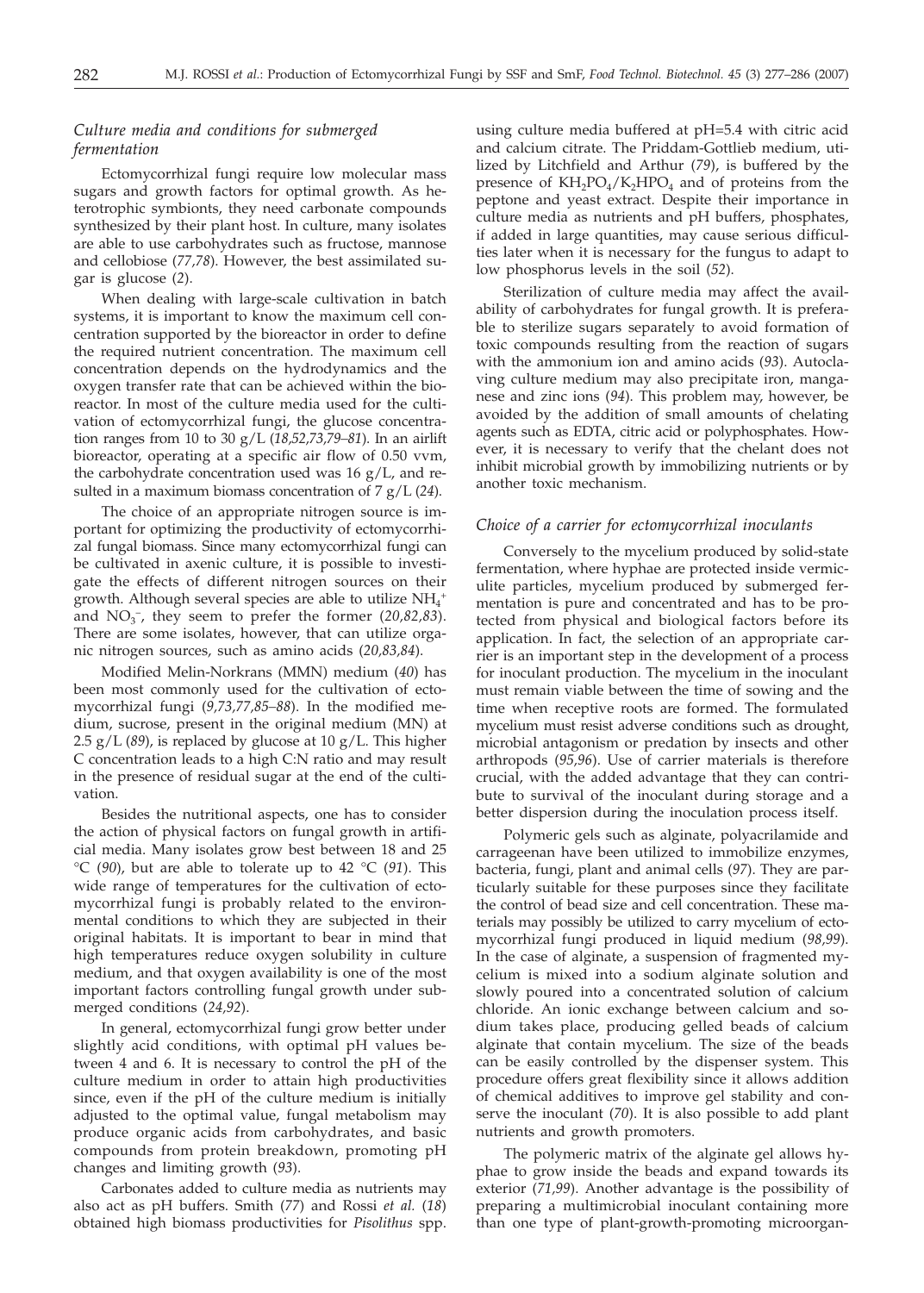### *Culture media and conditions for submerged fermentation*

Ectomycorrhizal fungi require low molecular mass sugars and growth factors for optimal growth. As heterotrophic symbionts, they need carbonate compounds synthesized by their plant host. In culture, many isolates are able to use carbohydrates such as fructose, mannose and cellobiose (*77,78*). However, the best assimilated sugar is glucose (*2*).

When dealing with large-scale cultivation in batch systems, it is important to know the maximum cell concentration supported by the bioreactor in order to define the required nutrient concentration. The maximum cell concentration depends on the hydrodynamics and the oxygen transfer rate that can be achieved within the bioreactor. In most of the culture media used for the cultivation of ectomycorrhizal fungi, the glucose concentration ranges from 10 to 30 g/L (*18,52,73,79–81*). In an airlift bioreactor, operating at a specific air flow of 0.50 vvm, the carbohydrate concentration used was 16 g/L, and resulted in a maximum biomass concentration of 7 g/L (*24*).

The choice of an appropriate nitrogen source is important for optimizing the productivity of ectomycorrhizal fungal biomass. Since many ectomycorrhizal fungi can be cultivated in axenic culture, it is possible to investigate the effects of different nitrogen sources on their growth. Although several species are able to utilize $NH_4^+$ and $NO_3^-$, they seem to prefer the former (*20,82,83*). There are some isolates, however, that can utilize organic nitrogen sources, such as amino acids (*20,83,84*).

Modified Melin-Norkrans (MMN) medium (*40*) has been most commonly used for the cultivation of ectomycorrhizal fungi (*9,73,77,85–88*). In the modified medium, sucrose, present in the original medium (MN) at 2.5 g/L (*89*), is replaced by glucose at 10 g/L. This higher C concentration leads to a high C:N ratio and may result in the presence of residual sugar at the end of the cultivation.

Besides the nutritional aspects, one has to consider the action of physical factors on fungal growth in artificial media. Many isolates grow best between 18 and 25 °C (*90*), but are able to tolerate up to 42 °C (*91*). This wide range of temperatures for the cultivation of ectomycorrhizal fungi is probably related to the environmental conditions to which they are subjected in their original habitats. It is important to bear in mind that high temperatures reduce oxygen solubility in culture medium, and that oxygen availability is one of the most important factors controlling fungal growth under submerged conditions (*24,92*).

In general, ectomycorrhizal fungi grow better under slightly acid conditions, with optimal pH values between 4 and 6. It is necessary to control the pH of the culture medium in order to attain high productivities since, even if the pH of the culture medium is initially adjusted to the optimal value, fungal metabolism may produce organic acids from carbohydrates, and basic compounds from protein breakdown, promoting pH changes and limiting growth (*93*).

Carbonates added to culture media as nutrients may also act as pH buffers. Smith (*77*) and Rossi *et al.* (*18*) obtained high biomass productivities for *Pisolithus* spp. using culture media buffered at pH=5.4 with citric acid and calcium citrate. The Priddam-Gottlieb medium, utilized by Litchfield and Arthur (*79*), is buffered by the presence of $KH_2PO_4/K_2HPO_4$ and of proteins from the peptone and yeast extract. Despite their importance in culture media as nutrients and pH buffers, phosphates, if added in large quantities, may cause serious difficulties later when it is necessary for the fungus to adapt to low phosphorus levels in the soil (*52*).

Sterilization of culture media may affect the availability of carbohydrates for fungal growth. It is preferable to sterilize sugars separately to avoid formation of toxic compounds resulting from the reaction of sugars with the ammonium ion and amino acids (*93*). Autoclaving culture medium may also precipitate iron, manganese and zinc ions (*94*). This problem may, however, be avoided by the addition of small amounts of chelating agents such as EDTA, citric acid or polyphosphates. However, it is necessary to verify that the chelant does not inhibit microbial growth by immobilizing nutrients or by another toxic mechanism.

### *Choice of a carrier for ectomycorrhizal inoculants*

Conversely to the mycelium produced by solid-state fermentation, where hyphae are protected inside vermiculite particles, mycelium produced by submerged fermentation is pure and concentrated and has to be protected from physical and biological factors before its application. In fact, the selection of an appropriate carrier is an important step in the development of a process for inoculant production. The mycelium in the inoculant must remain viable between the time of sowing and the time when receptive roots are formed. The formulated mycelium must resist adverse conditions such as drought, microbial antagonism or predation by insects and other arthropods (*95,96*). Use of carrier materials is therefore crucial, with the added advantage that they can contribute to survival of the inoculant during storage and a better dispersion during the inoculation process itself.

Polymeric gels such as alginate, polyacrilamide and carrageenan have been utilized to immobilize enzymes, bacteria, fungi, plant and animal cells (*97*). They are particularly suitable for these purposes since they facilitate the control of bead size and cell concentration. These materials may possibly be utilized to carry mycelium of ectomycorrhizal fungi produced in liquid medium (*98,99*). In the case of alginate, a suspension of fragmented mycelium is mixed into a sodium alginate solution and slowly poured into a concentrated solution of calcium chloride. An ionic exchange between calcium and sodium takes place, producing gelled beads of calcium alginate that contain mycelium. The size of the beads can be easily controlled by the dispenser system. This procedure offers great flexibility since it allows addition of chemical additives to improve gel stability and conserve the inoculant (*70*). It is also possible to add plant nutrients and growth promoters.

The polymeric matrix of the alginate gel allows hyphae to grow inside the beads and expand towards its exterior (*71,99*). Another advantage is the possibility of preparing a multimicrobial inoculant containing more than one type of plant-growth-promoting microorgan-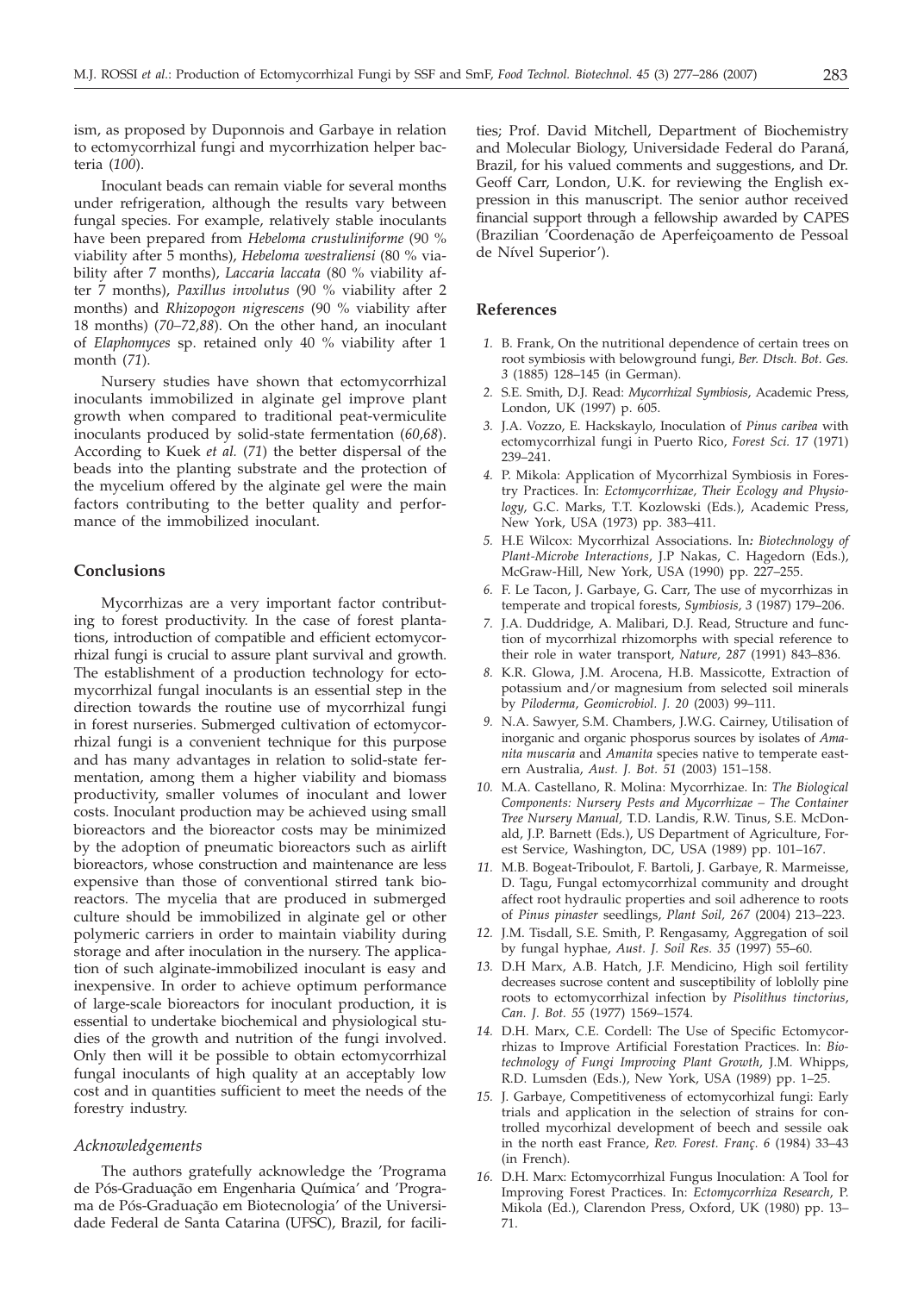ism, as proposed by Duponnois and Garbaye in relation to ectomycorrhizal fungi and mycorrhization helper bacteria (*100*).

Inoculant beads can remain viable for several months under refrigeration, although the results vary between fungal species. For example, relatively stable inoculants have been prepared from *Hebeloma crustuliniforme* (90 % viability after 5 months), *Hebeloma westraliensi* (80 % viability after 7 months), *Laccaria laccata* (80 % viability after 7 months), *Paxillus involutus* (90 % viability after 2 months) and *Rhizopogon nigrescens* (90 % viability after 18 months) (*70–72,88*). On the other hand, an inoculant of *Elaphomyces* sp. retained only 40 % viability after 1 month (*71*).

Nursery studies have shown that ectomycorrhizal inoculants immobilized in alginate gel improve plant growth when compared to traditional peat-vermiculite inoculants produced by solid-state fermentation (*60,68*). According to Kuek *et al.* (*71*) the better dispersal of the beads into the planting substrate and the protection of the mycelium offered by the alginate gel were the main factors contributing to the better quality and performance of the immobilized inoculant.

## Conclusions

Mycorrhizas are a very important factor contributing to forest productivity. In the case of forest plantations, introduction of compatible and efficient ectomycorrhizal fungi is crucial to assure plant survival and growth. The establishment of a production technology for ectomycorrhizal fungal inoculants is an essential step in the direction towards the routine use of mycorrhizal fungi in forest nurseries. Submerged cultivation of ectomycorrhizal fungi is a convenient technique for this purpose and has many advantages in relation to solid-state fermentation, among them a higher viability and biomass productivity, smaller volumes of inoculant and lower costs. Inoculant production may be achieved using small bioreactors and the bioreactor costs may be minimized by the adoption of pneumatic bioreactors such as airlift bioreactors, whose construction and maintenance are less expensive than those of conventional stirred tank bioreactors. The mycelia that are produced in submerged culture should be immobilized in alginate gel or other polymeric carriers in order to maintain viability during storage and after inoculation in the nursery. The application of such alginate-immobilized inoculant is easy and inexpensive. In order to achieve optimum performance of large-scale bioreactors for inoculant production, it is essential to undertake biochemical and physiological studies of the growth and nutrition of the fungi involved. Only then will it be possible to obtain ectomycorrhizal fungal inoculants of high quality at an acceptably low cost and in quantities sufficient to meet the needs of the forestry industry.

### *Acknowledgements*

The authors gratefully acknowledge the 'Programa de Pós-Graduação em Engenharia Química' and 'Programa de Pós-Graduação em Biotecnologia' of the Universidade Federal de Santa Catarina (UFSC), Brazil, for facilities; Prof. David Mitchell, Department of Biochemistry and Molecular Biology, Universidade Federal do Paraná, Brazil, for his valued comments and suggestions, and Dr. Geoff Carr, London, U.K. for reviewing the English expression in this manuscript. The senior author received financial support through a fellowship awarded by CAPES (Brazilian 'Coordenação de Aperfeiçoamento de Pessoal de Nível Superior').

## References

1. B. Frank, On the nutritional dependence of certain trees on root symbiosis with belowground fungi, *Ber. Dtsch. Bot. Ges. 3* (1885) 128–145 (in German).
2. S.E. Smith, D.J. Read: *Mycorrhizal Symbiosis*, Academic Press, London, UK (1997) p. 605.
3. J.A. Vozzo, E. Hackskaylo, Inoculation of *Pinus caribea* with ectomycorrhizal fungi in Puerto Rico, *Forest Sci. 17* (1971) 239–241.
4. P. Mikola: Application of Mycorrhizal Symbiosis in Forestry Practices. In: *Ectomycorrhizae, Their Ecology and Physiology*, G.C. Marks, T.T. Kozlowski (Eds.), Academic Press, New York, USA (1973) pp. 383–411.
5. H.E Wilcox: Mycorrhizal Associations. In: *Biotechnology of Plant-Microbe Interactions*, J.P Nakas, C. Hagedorn (Eds.), McGraw-Hill, New York, USA (1990) pp. 227–255.
6. F. Le Tacon, J. Garbaye, G. Carr, The use of mycorrhizas in temperate and tropical forests, *Symbiosis, 3* (1987) 179–206.
7. J.A. Duddridge, A. Malibari, D.J. Read, Structure and function of mycorrhizal rhizomorphs with special reference to their role in water transport, *Nature, 287* (1991) 843–836.
8. K.R. Glowa, J.M. Arocena, H.B. Massicotte, Extraction of potassium and/or magnesium from selected soil minerals by *Piloderma*, *Geomicrobiol. J. 20* (2003) 99–111.
9. N.A. Sawyer, S.M. Chambers, J.W.G. Cairney, Utilisation of inorganic and organic phosporus sources by isolates of *Amanita muscaria* and *Amanita* species native to temperate eastern Australia, *Aust. J. Bot. 51* (2003) 151–158.
10. M.A. Castellano, R. Molina: Mycorrhizae. In: *The Biological Components: Nursery Pests and Mycorrhizae – The Container Tree Nursery Manual*, T.D. Landis, R.W. Tinus, S.E. McDonald, J.P. Barnett (Eds.), US Department of Agriculture, Forest Service, Washington, DC, USA (1989) pp. 101–167.
11. M.B. Bogeat-Triboulot, F. Bartoli, J. Garbaye, R. Marmeisse, D. Tagu, Fungal ectomycorrhizal community and drought affect root hydraulic properties and soil adherence to roots of *Pinus pinaster* seedlings, *Plant Soil, 267* (2004) 213–223.
12. J.M. Tisdall, S.E. Smith, P. Rengasamy, Aggregation of soil by fungal hyphae, *Aust. J. Soil Res. 35* (1997) 55–60.
13. D.H Marx, A.B. Hatch, J.F. Mendicino, High soil fertility decreases sucrose content and susceptibility of loblolly pine roots to ectomycorrhizal infection by *Pisolithus tinctorius*, *Can. J. Bot. 55* (1977) 1569–1574.
14. D.H. Marx, C.E. Cordell: The Use of Specific Ectomycorrhizas to Improve Artificial Forestation Practices. In: *Biotechnology of Fungi Improving Plant Growth*, J.M. Whipps, R.D. Lumsden (Eds.), New York, USA (1989) pp. 1–25.
15. J. Garbaye, Competitiveness of ectomycorhizal fungi: Early trials and application in the selection of strains for controlled mycorhizal development of beech and sessile oak in the north east France, *Rev. Forest. Franç. 6* (1984) 33–43 (in French).
16. D.H. Marx: Ectomycorrhizal Fungus Inoculation: A Tool for Improving Forest Practices. In: *Ectomycorrhiza Research*, P. Mikola (Ed.), Clarendon Press, Oxford, UK (1980) pp. 13–71.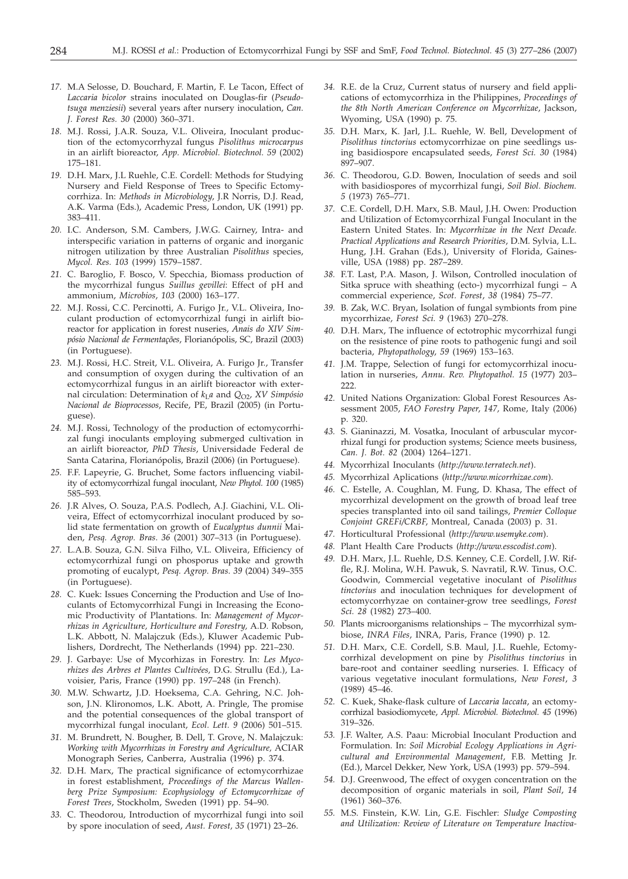*17.* M.A Selosse, D. Bouchard, F. Martin, F. Le Tacon, Effect of *Laccaria bicolor* strains inoculated on Douglas-fir (*Pseudotsuga menziesii*) several years after nursery inoculation, *Can. J. Forest Res. 30* (2000) 360–371.

*18.* M.J. Rossi, J.A.R. Souza, V.L. Oliveira, Inoculant production of the ectomycorrhyzal fungus *Pisolithus microcarpus* in an airlift bioreactor, *App. Microbiol. Biotechnol. 59* (2002) 175–181.

*19.* D.H. Marx, J.L Ruehle, C.E. Cordell: Methods for Studying Nursery and Field Response of Trees to Specific Ectomycorrhiza. In: *Methods in Microbiology*, J.R Norris, D.J. Read, A.K. Varma (Eds.), Academic Press, London, UK (1991) pp. 383–411.

*20.* I.C. Anderson, S.M. Cambers, J.W.G. Cairney, Intra- and interspecific variation in patterns of organic and inorganic nitrogen utilization by three Australian *Pisolithus* species, *Mycol. Res. 103* (1999) 1579–1587.

*21.* C. Baroglio, F. Bosco, V. Specchia, Biomass production of the mycorrhizal fungus *Suillus gevillei*: Effect of pH and ammonium, *Microbios*, *103* (2000) 163–177.

*22.* M.J. Rossi, C.C. Percinotti, A. Furigo Jr., V.L. Oliveira, Inoculant production of ectomycorrhizal fungi in airlift bioreactor for application in forest nuseries, *Anais do XIV Simpósio Nacional de Fermentações*, Florianópolis, SC, Brazil (2003) (in Portuguese).

*23.* M.J. Rossi, H.C. Streit, V.L. Oliveira, A. Furigo Jr., Transfer and consumption of oxygen during the cultivation of an ectomycorrhizal fungus in an airlift bioreactor with external circulation: Determination of $k_La$ and $Q_{O2}$, *XV Simpósio Nacional de Bioprocessos*, Recife, PE, Brazil (2005) (in Portuguese).

*24.* M.J. Rossi, Technology of the production of ectomycorrhizal fungi inoculants employing submerged cultivation in an airlift bioreactor, *PhD Thesis*, Universidade Federal de Santa Catarina, Florianópolis, Brazil (2006) (in Portuguese).

*25.* F.F. Lapeyrie, G. Bruchet, Some factors influencing viability of ectomycorrhizal fungal inoculant, *New Phytol. 100* (1985) 585–593.

*26.* J.R Alves, O. Souza, P.A.S. Podlech, A.J. Giachini, V.L. Oliveira, Effect of ectomycorrhizal inoculant produced by solid state fermentation on growth of *Eucalyptus dunnii* Maiden, *Pesq. Agrop. Bras*. *36* (2001) 307–313 (in Portuguese).

*27.* L.A.B. Souza, G.N. Silva Filho, V.L. Oliveira, Efficiency of ectomycorrhizal fungi on phosporus uptake and growth promoting of eucalypt, *Pesq. Agrop. Bras. 39* (2004) 349–355 (in Portuguese).

*28.* C. Kuek: Issues Concerning the Production and Use of Inoculants of Ectomycorrhizal Fungi in Increasing the Economic Productivity of Plantations. In: *Management of Mycorrhizas in Agriculture, Horticulture and Forestry*, A.D. Robson, L.K. Abbott, N. Malajczuk (Eds.), Kluwer Academic Publishers, Dordrecht, The Netherlands (1994) pp. 221–230.

*29.* J. Garbaye: Use of Mycorhizas in Forestry. In: *Les Mycorhizes des Arbres et Plantes Cultivées*, D.G. Strullu (Ed.), Lavoisier, Paris, France (1990) pp. 197–248 (in French).

*30.* M.W. Schwartz, J.D. Hoeksema, C.A. Gehring, N.C. Johson, J.N. Klironomos, L.K. Abott, A. Pringle, The promise and the potential consequences of the global transport of mycorrhizal fungal inoculant, *Ecol. Lett. 9* (2006) 501–515.

*31.* M. Brundrett, N. Bougher, B. Dell, T. Grove, N. Malajczuk: *Working with Mycorrhizas in Forestry and Agriculture*, ACIAR Monograph Series, Canberra, Australia (1996) p. 374.

*32.* D.H. Marx, The practical significance of ectomycorrhizae in forest establishment, *Proceedings of the Marcus Wallenberg Prize Symposium: Ecophysiology of Ectomycorrhizae of Forest Trees*, Stockholm, Sweden (1991) pp. 54–90.

*33.* C. Theodorou, Introduction of mycorrhizal fungi into soil by spore inoculation of seed, *Aust. Forest, 35* (1971) 23–26.

*34.* R.E. de la Cruz, Current status of nursery and field applications of ectomycorrhiza in the Philippines, *Proceedings of the 8th North American Conference on Mycorrhizae*, Jackson, Wyoming, USA (1990) p. 75.

*35.* D.H. Marx, K. Jarl, J.L. Ruehle, W. Bell, Development of *Pisolithus tinctorius* ectomycorrhizae on pine seedlings using basidiospore encapsulated seeds, *Forest Sci. 30* (1984) 897–907.

*36.* C. Theodorou, G.D. Bowen, Inoculation of seeds and soil with basidiospores of mycorrhizal fungi, *Soil Biol. Biochem. 5* (1973) 765–771.

*37.* C.E. Cordell, D.H. Marx, S.B. Maul, J.H. Owen: Production and Utilization of Ectomycorrhizal Fungal Inoculant in the Eastern United States. In: *Mycorrhizae in the Next Decade. Practical Applications and Research Priorities*, D.M. Sylvia, L.L. Hung, J.H. Grahan (Eds.), University of Florida, Gainesville, USA (1988) pp. 287–289.

*38.* F.T. Last, P.A. Mason, J. Wilson, Controlled inoculation of Sitka spruce with sheathing (ecto-) mycorrhizal fungi – A commercial experience, *Scot. Forest*, *38* (1984) 75–77.

*39.* B. Zak, W.C. Bryan, Isolation of fungal symbionts from pine mycorrhizae, *Forest Sci. 9* (1963) 270–278.

*40.* D.H. Marx, The influence of ectotrophic mycorrhizal fungi on the resistence of pine roots to pathogenic fungi and soil bacteria, *Phytopathology*, *59* (1969) 153–163.

*41.* J.M. Trappe, Selection of fungi for ectomycorrhizal inoculation in nurseries, *Annu. Rev. Phytopathol. 15* (1977) 203–222.

*42.* United Nations Organization: Global Forest Resources Assessment 2005, *FAO Forestry Paper*, *147*, Rome, Italy (2006) p. 320.

*43.* S. Gianinazzi, M. Vosatka, Inoculant of arbuscular mycorrhizal fungi for production systems; Science meets business, *Can. J. Bot. 82* (2004) 1264–1271.

*44.* Mycorrhizal Inoculants (*http://www.terratech.net*).

*45.* Mycorrhizal Aplications (*http://www.micorrhizae.com*).

*46.* C. Estelle, A. Coughlan, M. Fung, D. Khasa, The effect of mycorrhizal development on the growth of broad leaf tree species transplanted into oil sand tailings, *Premier Colloque Conjoint GREFi/CRBF,* Montreal, Canada (2003) p. 31.

*47.* Horticultural Professional (*http://www.usemyke.com*).

*48.* Plant Health Care Products (*http://www.esscodist.com*).

*49.* D.H. Marx, J.L. Ruehle, D.S. Kenney, C.E. Cordell, J.W. Riffle, R.J. Molina, W.H. Pawuk, S. Navratil, R.W. Tinus, O.C. Goodwin, Commercial vegetative inoculant of *Pisolithus tinctorius* and inoculation techniques for development of ectomycorrhyzae on container-grow tree seedlings, *Forest Sci. 28* (1982) 273–400.

*50.* Plants microorganisms relationships – The mycorrhizal symbiose, *INRA Files*, INRA, Paris, France (1990) p. 12.

*51.* D.H. Marx, C.E. Cordell, S.B. Maul, J.L. Ruehle, Ectomycorrhizal development on pine by *Pisolithus tinctorius* in bare-root and container seedling nurseries. I. Efficacy of various vegetative inoculant formulations, *New Forest*, *3* (1989) 45–46.

*52.* C. Kuek, Shake-flask culture of *Laccaria laccata*, an ectomycorrhizal basiodiomycete, *Appl. Microbiol. Biotechnol. 45* (1996) 319–326.

*53.* J.F. Walter, A.S. Paau: Microbial Inoculant Production and Formulation. In: *Soil Microbial Ecology Applications in Agricultural and Environmental Management*, F.B. Metting Jr. (Ed.), Marcel Dekker, New York, USA (1993) pp. 579–594.

*54.* D.J. Greenwood, The effect of oxygen concentration on the decomposition of organic materials in soil, *Plant Soil*, *14* (1961) 360–376.

*55.* M.S. Finstein, K.W. Lin, G.E. Fischler: *Sludge Composting and Utilization: Review of Literature on Temperature Inactiva-*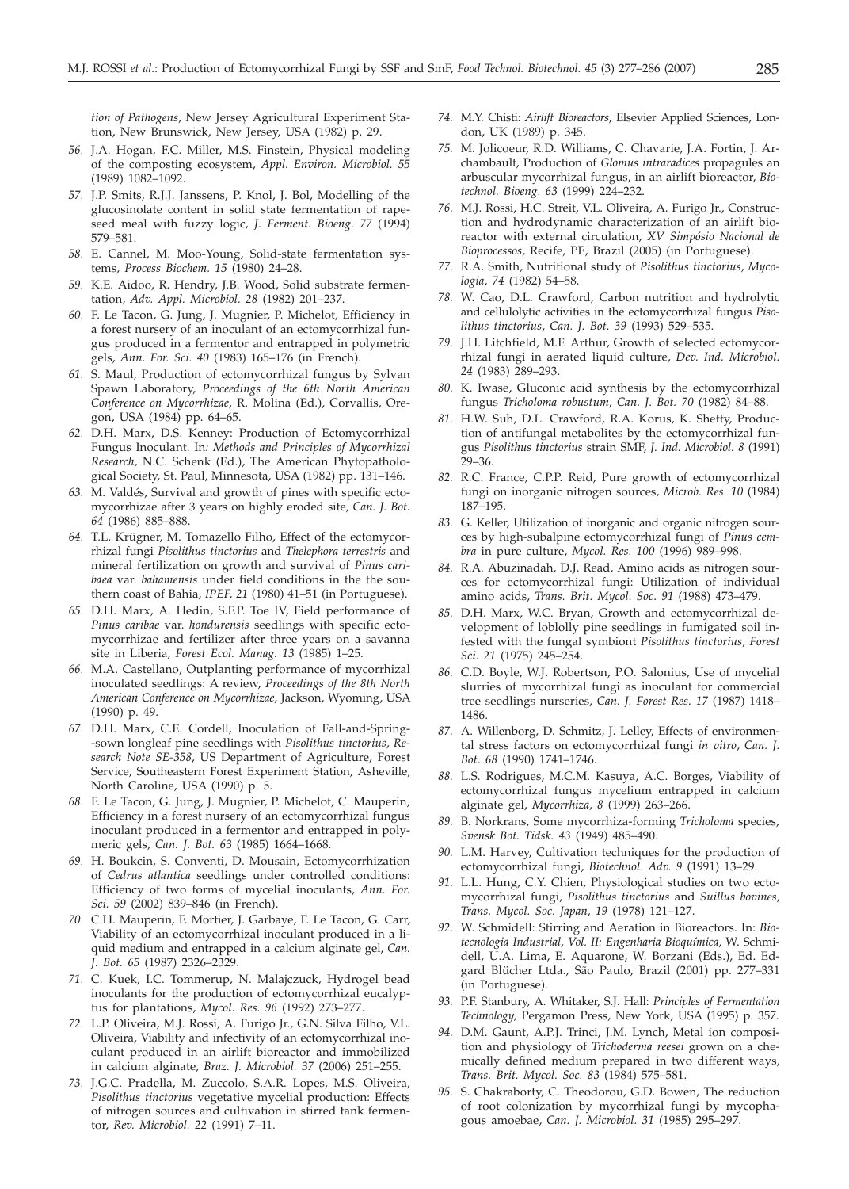*tion of Pathogens*, New Jersey Agricultural Experiment Station, New Brunswick, New Jersey, USA (1982) p. 29.

56. J.A. Hogan, F.C. Miller, M.S. Finstein, Physical modeling of the composting ecosystem, *Appl. Environ. Microbiol. 55* (1989) 1082–1092.

57. J.P. Smits, R.J.J. Janssens, P. Knol, J. Bol, Modelling of the glucosinolate content in solid state fermentation of rapeseed meal with fuzzy logic, *J. Ferment. Bioeng. 77* (1994) 579–581.

58. E. Cannel, M. Moo-Young, Solid-state fermentation systems, *Process Biochem. 15* (1980) 24–28.

59. K.E. Aidoo, R. Hendry, J.B. Wood, Solid substrate fermentation, *Adv. Appl. Microbiol. 28* (1982) 201–237.

60. F. Le Tacon, G. Jung, J. Mugnier, P. Michelot, Efficiency in a forest nursery of an inoculant of an ectomycorrhizal fungus produced in a fermentor and entrapped in polymetric gels, *Ann. For. Sci. 40* (1983) 165–176 (in French).

61. S. Maul, Production of ectomycorrhizal fungus by Sylvan Spawn Laboratory, *Proceedings of the 6th North American Conference on Mycorrhizae*, R. Molina (Ed.), Corvallis, Oregon, USA (1984) pp. 64–65.

62. D.H. Marx, D.S. Kenney: Production of Ectomycorrhizal Fungus Inoculant. In*: Methods and Principles of Mycorrhizal Research*, N.C. Schenk (Ed.), The American Phytopathological Society, St. Paul, Minnesota, USA (1982) pp. 131–146.

63. M. Valdés, Survival and growth of pines with specific ectomycorrhizae after 3 years on highly eroded site, *Can. J. Bot. 64* (1986) 885–888.

64. T.L. Krügner, M. Tomazello Filho, Effect of the ectomycorrhizal fungi *Pisolithus tinctorius* and *Thelephora terrestris* and mineral fertilization on growth and survival of *Pinus caribaea* var. *bahamensis* under field conditions in the the southern coast of Bahia, *IPEF, 21* (1980) 41–51 (in Portuguese).

65. D.H. Marx, A. Hedin, S.F.P. Toe IV, Field performance of *Pinus caribae* var. *hondurensis* seedlings with specific ectomycorrhizae and fertilizer after three years on a savanna site in Liberia, *Forest Ecol. Manag. 13* (1985) 1–25.

66. M.A. Castellano, Outplanting performance of mycorrhizal inoculated seedlings: A review, *Proceedings of the 8th North American Conference on Mycorrhizae*, Jackson, Wyoming, USA (1990) p. 49.

67. D.H. Marx, C.E. Cordell, Inoculation of Fall-and-Spring-sown longleaf pine seedlings with *Pisolithus tinctorius*, *Research Note SE-358*, US Department of Agriculture, Forest Service, Southeastern Forest Experiment Station, Asheville, North Caroline, USA (1990) p. 5.

68. F. Le Tacon, G. Jung, J. Mugnier, P. Michelot, C. Mauperin, Efficiency in a forest nursery of an ectomycorrhizal fungus inoculant produced in a fermentor and entrapped in polymeric gels, *Can. J. Bot. 63* (1985) 1664–1668.

69. H. Boukcin, S. Conventi, D. Mousain, Ectomycorrhization of *Cedrus atlantica* seedlings under controlled conditions: Efficiency of two forms of mycelial inoculants, *Ann. For. Sci. 59* (2002) 839–846 (in French).

70. C.H. Mauperin, F. Mortier, J. Garbaye, F. Le Tacon, G. Carr, Viability of an ectomycorrhizal inoculant produced in a liquid medium and entrapped in a calcium alginate gel, *Can. J. Bot. 65* (1987) 2326–2329.

71. C. Kuek, I.C. Tommerup, N. Malajczuck, Hydrogel bead inoculants for the production of ectomycorrhizal eucalyptus for plantations, *Mycol. Res. 96* (1992) 273–277.

72. L.P. Oliveira, M.J. Rossi, A. Furigo Jr., G.N. Silva Filho, V.L. Oliveira, Viability and infectivity of an ectomycorrhizal inoculant produced in an airlift bioreactor and immobilized in calcium alginate, *Braz. J. Microbiol. 37* (2006) 251–255.

73. J.G.C. Pradella, M. Zuccolo, S.A.R. Lopes, M.S. Oliveira, *Pisolithus tinctorius* vegetative mycelial production: Effects of nitrogen sources and cultivation in stirred tank fermentor, *Rev. Microbiol. 22* (1991) 7–11.

74. M.Y. Chisti: *Airlift Bioreactors*, Elsevier Applied Sciences, London, UK (1989) p. 345.

75. M. Jolicoeur, R.D. Williams, C. Chavarie, J.A. Fortin, J. Archambault, Production of *Glomus intraradices* propagules an arbuscular mycorrhizal fungus, in an airlift bioreactor, *Biotechnol. Bioeng. 63* (1999) 224–232.

76. M.J. Rossi, H.C. Streit, V.L. Oliveira, A. Furigo Jr., Construction and hydrodynamic characterization of an airlift bioreactor with external circulation, *XV Simpósio Nacional de Bioprocessos*, Recife, PE, Brazil (2005) (in Portuguese).

77. R.A. Smith, Nutritional study of *Pisolithus tinctorius*, *Mycologia*, *74* (1982) 54–58.

78. W. Cao, D.L. Crawford, Carbon nutrition and hydrolytic and cellulolytic activities in the ectomycorrhizal fungus *Pisolithus tinctorius*, *Can. J. Bot. 39* (1993) 529–535.

79. J.H. Litchfield, M.F. Arthur, Growth of selected ectomycorrhizal fungi in aerated liquid culture, *Dev. Ind. Microbiol. 24* (1983) 289–293.

80. K. Iwase, Gluconic acid synthesis by the ectomycorrhizal fungus *Tricholoma robustum*, *Can. J. Bot. 70* (1982) 84–88.

81. H.W. Suh, D.L. Crawford, R.A. Korus, K. Shetty, Production of antifungal metabolites by the ectomycorrhizal fungus *Pisolithus tinctorius* strain SMF, *J. Ind. Microbiol. 8* (1991) 29–36.

82. R.C. France, C.P.P. Reid, Pure growth of ectomycorrhizal fungi on inorganic nitrogen sources, *Microb. Res. 10* (1984) 187–195.

83. G. Keller, Utilization of inorganic and organic nitrogen sources by high-subalpine ectomycorrhizal fungi of *Pinus cembra* in pure culture, *Mycol. Res. 100* (1996) 989–998.

84. R.A. Abuzinadah, D.J. Read, Amino acids as nitrogen sources for ectomycorrhizal fungi: Utilization of individual amino acids, *Trans. Brit. Mycol. Soc. 91* (1988) 473–479.

85. D.H. Marx, W.C. Bryan, Growth and ectomycorrhizal development of loblolly pine seedlings in fumigated soil infested with the fungal symbiont *Pisolithus tinctorius*, *Forest Sci. 21* (1975) 245–254.

86. C.D. Boyle, W.J. Robertson, P.O. Salonius, Use of mycelial slurries of mycorrhizal fungi as inoculant for commercial tree seedlings nurseries, *Can. J. Forest Res. 17* (1987) 1418–1486.

87. A. Willenborg, D. Schmitz, J. Lelley, Effects of environmental stress factors on ectomycorrhizal fungi *in vitro*, *Can. J. Bot. 68* (1990) 1741–1746.

88. L.S. Rodrigues, M.C.M. Kasuya, A.C. Borges, Viability of ectomycorrhizal fungus mycelium entrapped in calcium alginate gel, *Mycorrhiza, 8* (1999) 263–266.

89. B. Norkrans, Some mycorrhiza-forming *Tricholoma* species, *Svensk Bot. Tidsk. 43* (1949) 485–490.

90. L.M. Harvey, Cultivation techniques for the production of ectomycorrhizal fungi, *Biotechnol. Adv. 9* (1991) 13–29.

91. L.L. Hung, C.Y. Chien, Physiological studies on two ectomycorrhizal fungi, *Pisolithus tinctorius* and *Suillus bovines*, *Trans. Mycol. Soc. Japan, 19* (1978) 121–127.

92. W. Schmidell: Stirring and Aeration in Bioreactors. In: *Biotecnologia Industrial, Vol. II: Engenharia Bioquímica*, W. Schmidell, U.A. Lima, E. Aquarone, W. Borzani (Eds.), Ed. Edgard Blücher Ltda., São Paulo, Brazil (2001) pp. 277–331 (in Portuguese).

93. P.F. Stanbury, A. Whitaker, S.J. Hall: *Principles of Fermentation Technology,* Pergamon Press, New York, USA (1995) p. 357.

94. D.M. Gaunt, A.P.J. Trinci, J.M. Lynch, Metal ion composition and physiology of *Trichoderma reesei* grown on a chemically defined medium prepared in two different ways, *Trans. Brit. Mycol. Soc. 83* (1984) 575–581.

95. S. Chakraborty, C. Theodorou, G.D. Bowen, The reduction of root colonization by mycorrhizal fungi by mycophagous amoebae, *Can. J. Microbiol. 31* (1985) 295–297.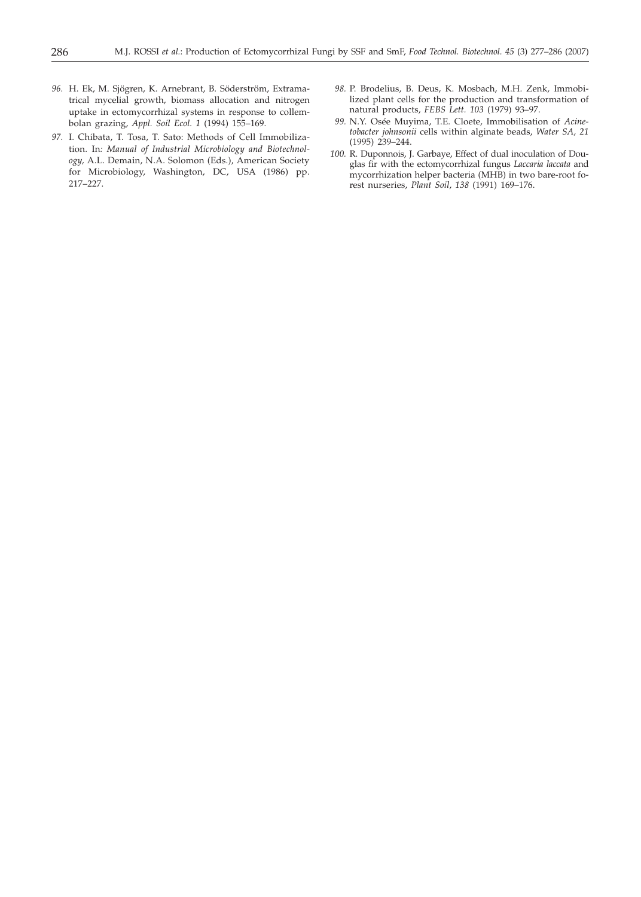96. H. Ek, M. Sjögren, K. Arnebrant, B. Söderström, Extramatrical mycelial growth, biomass allocation and nitrogen uptake in ectomycorrhizal systems in response to collembolan grazing, *Appl. Soil Ecol. 1* (1994) 155–169.

97. I. Chibata, T. Tosa, T. Sato: Methods of Cell Immobilization. In: *Manual of Industrial Microbiology and Biotechnology,* A.L. Demain, N.A. Solomon (Eds.), American Society for Microbiology, Washington, DC, USA (1986) pp. 217–227.

98. P. Brodelius, B. Deus, K. Mosbach, M.H. Zenk, Immobilized plant cells for the production and transformation of natural products, *FEBS Lett. 103* (1979) 93–97.

99. N.Y. Osée Muyima, T.E. Cloete, Immobilisation of *Acinetobacter johnsonii* cells within alginate beads, *Water SA, 21* (1995) 239–244.

100. R. Duponnois, J. Garbaye, Effect of dual inoculation of Douglas fir with the ectomycorrhizal fungus *Laccaria laccata* and mycorrhization helper bacteria (MHB) in two bare-root forest nurseries, *Plant Soil, 138* (1991) 169–176.